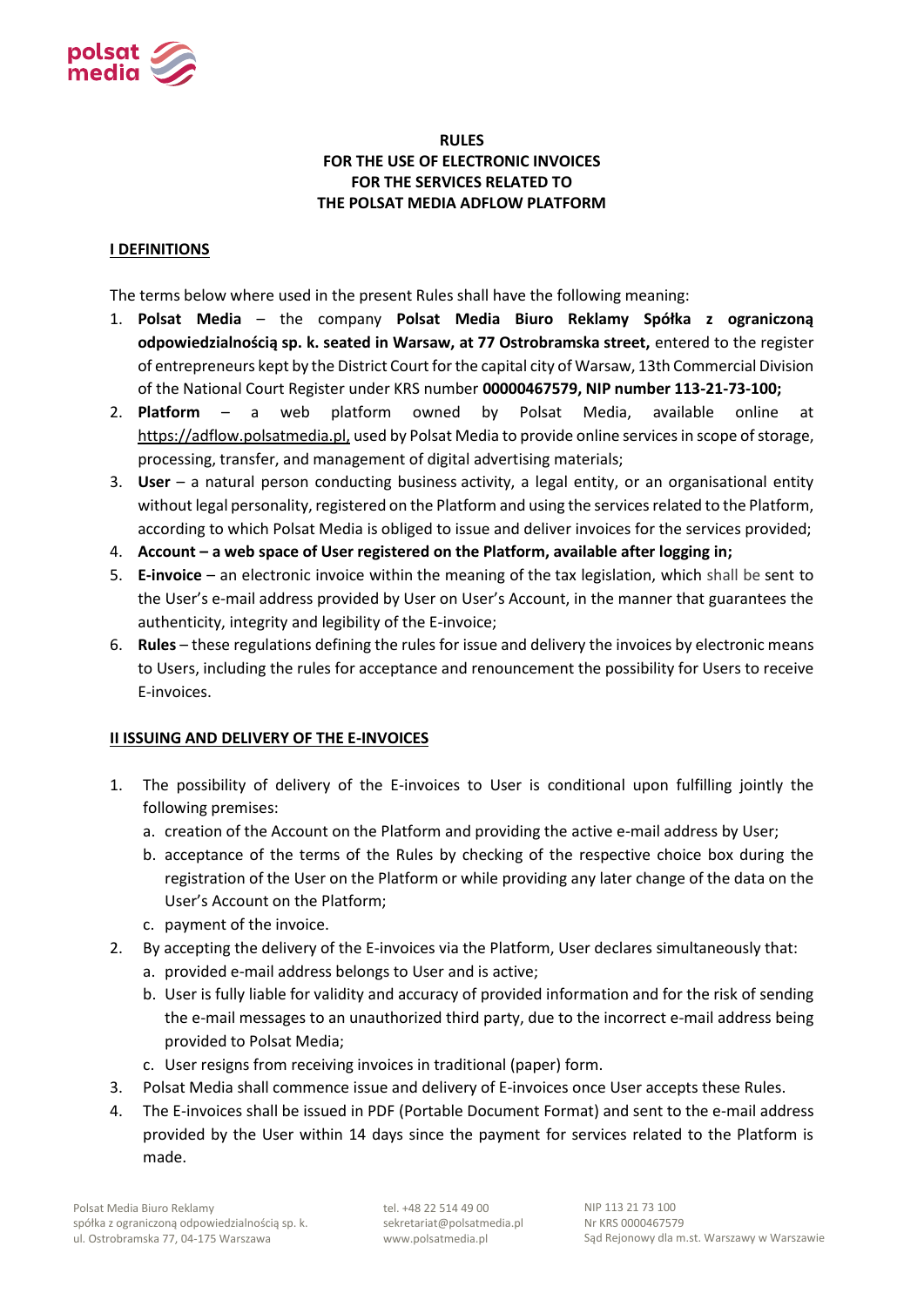# RULES FOR THE USE OF ELECTRONIC INVOICES FOR THE SERVICES RELATED TO THE POLSAT MEDIA ADFLOW PLATFORM

## I DEFINITIONS

The terms below where used in the present Rules shall have the following meaning:

1. **Polsat Media** – the company **Polsat Media Biuro Reklamy Spółka z ograniczoną odpowiedzialnością sp. k. seated in Warsaw, at 77 Ostrobramska street,** entered to the register of entrepreneurs kept by the District Court for the capital city of Warsaw, 13th Commercial Division of the National Court Register under KRS number **00000467579, NIP number 113-21-73-100;**
2. **Platform** – a web platform owned by Polsat Media, available online at https://adflow.polsatmedia.pl, used by Polsat Media to provide online services in scope of storage, processing, transfer, and management of digital advertising materials;
3. **User** – a natural person conducting business activity, a legal entity, or an organisational entity without legal personality, registered on the Platform and using the services related to the Platform, according to which Polsat Media is obliged to issue and deliver invoices for the services provided;
4. **Account – a web space of User registered on the Platform, available after logging in;**
5. **E-invoice** – an electronic invoice within the meaning of the tax legislation, which shall be sent to the User's e-mail address provided by User on User's Account, in the manner that guarantees the authenticity, integrity and legibility of the E-invoice;
6. **Rules** – these regulations defining the rules for issue and delivery the invoices by electronic means to Users, including the rules for acceptance and renouncement the possibility for Users to receive E-invoices.

## II ISSUING AND DELIVERY OF THE E-INVOICES

1. The possibility of delivery of the E-invoices to User is conditional upon fulfilling jointly the following premises:
   a. creation of the Account on the Platform and providing the active e-mail address by User;
   b. acceptance of the terms of the Rules by checking of the respective choice box during the registration of the User on the Platform or while providing any later change of the data on the User's Account on the Platform;
   c. payment of the invoice.
2. By accepting the delivery of the E-invoices via the Platform, User declares simultaneously that:
   a. provided e-mail address belongs to User and is active;
   b. User is fully liable for validity and accuracy of provided information and for the risk of sending the e-mail messages to an unauthorized third party, due to the incorrect e-mail address being provided to Polsat Media;
   c. User resigns from receiving invoices in traditional (paper) form.
3. Polsat Media shall commence issue and delivery of E-invoices once User accepts these Rules.
4. The E-invoices shall be issued in PDF (Portable Document Format) and sent to the e-mail address provided by the User within 14 days since the payment for services related to the Platform is made.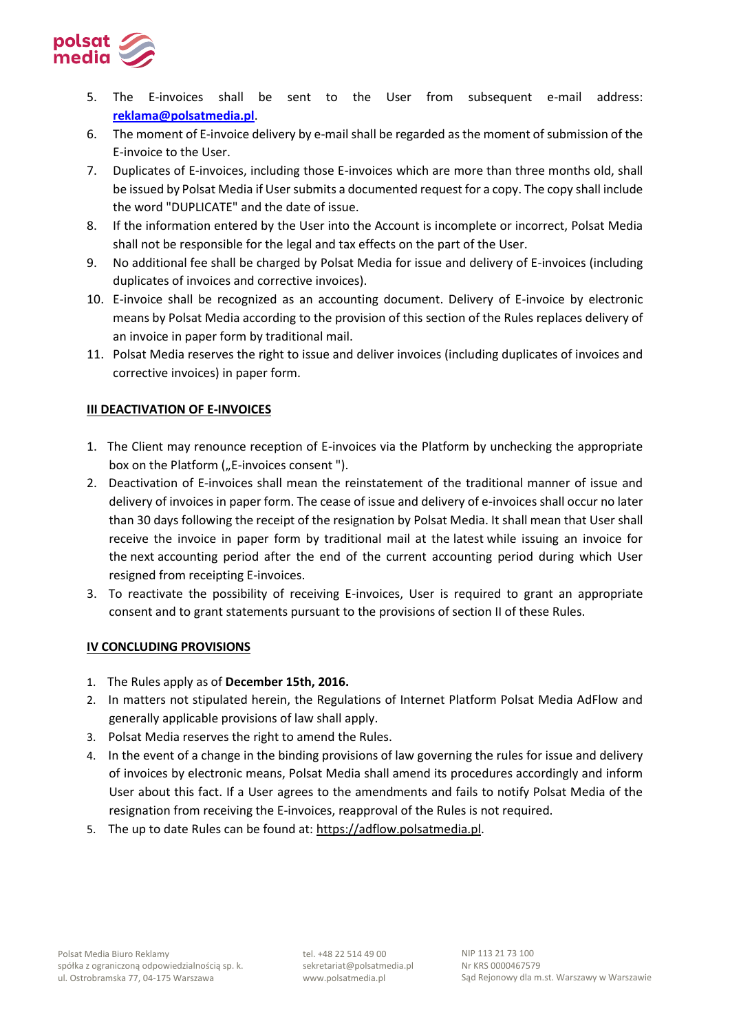5. The E-invoices shall be sent to the User from subsequent e-mail address: **reklama@polsatmedia.pl**.
6. The moment of E-invoice delivery by e-mail shall be regarded as the moment of submission of the E-invoice to the User.
7. Duplicates of E-invoices, including those E-invoices which are more than three months old, shall be issued by Polsat Media if User submits a documented request for a copy. The copy shall include the word "DUPLICATE" and the date of issue.
8. If the information entered by the User into the Account is incomplete or incorrect, Polsat Media shall not be responsible for the legal and tax effects on the part of the User.
9. No additional fee shall be charged by Polsat Media for issue and delivery of E-invoices (including duplicates of invoices and corrective invoices).
10. E-invoice shall be recognized as an accounting document. Delivery of E-invoice by electronic means by Polsat Media according to the provision of this section of the Rules replaces delivery of an invoice in paper form by traditional mail.
11. Polsat Media reserves the right to issue and deliver invoices (including duplicates of invoices and corrective invoices) in paper form.

## III DEACTIVATION OF E-INVOICES

1. The Client may renounce reception of E-invoices via the Platform by unchecking the appropriate box on the Platform („E-invoices consent ").
2. Deactivation of E-invoices shall mean the reinstatement of the traditional manner of issue and delivery of invoices in paper form. The cease of issue and delivery of e-invoices shall occur no later than 30 days following the receipt of the resignation by Polsat Media. It shall mean that User shall receive the invoice in paper form by traditional mail at the latest while issuing an invoice for the next accounting period after the end of the current accounting period during which User resigned from receipting E-invoices.
3. To reactivate the possibility of receiving E-invoices, User is required to grant an appropriate consent and to grant statements pursuant to the provisions of section II of these Rules.

## IV CONCLUDING PROVISIONS

1. The Rules apply as of **December 15th, 2016.**
2. In matters not stipulated herein, the Regulations of Internet Platform Polsat Media AdFlow and generally applicable provisions of law shall apply.
3. Polsat Media reserves the right to amend the Rules.
4. In the event of a change in the binding provisions of law governing the rules for issue and delivery of invoices by electronic means, Polsat Media shall amend its procedures accordingly and inform User about this fact. If a User agrees to the amendments and fails to notify Polsat Media of the resignation from receiving the E-invoices, reapproval of the Rules is not required.
5. The up to date Rules can be found at: https://adflow.polsatmedia.pl.